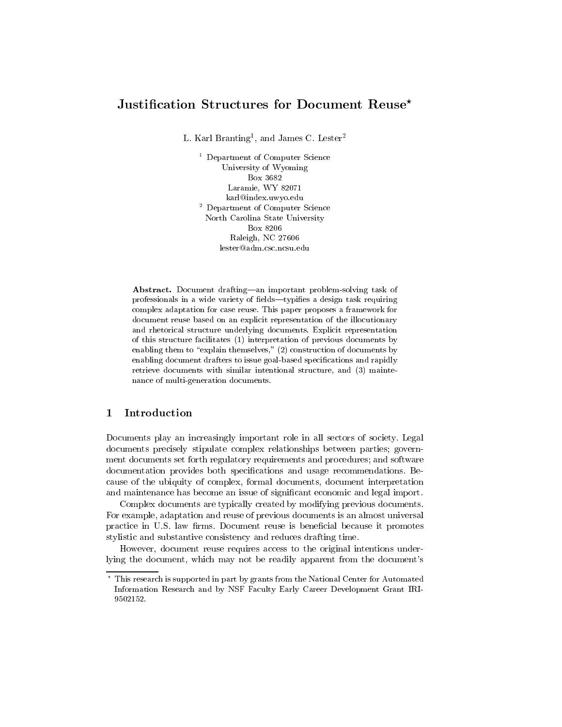# Justification Structures for Document Reuse*

L. Karl Branting[1], and James C. Lester[2]

[1] Department of Computer Science
University of Wyoming
Box 3682
Laramie, WY 82071
karl@index.uwyo.edu

[2] Department of Computer Science
North Carolina State University
Box 8206
Raleigh, NC 27606
lester@adm.csc.ncsu.edu

**Abstract.** Document drafting—an important problem-solving task of professionals in a wide variety of fields—typifies a design task requiring complex adaptation for case reuse. This paper proposes a framework for document reuse based on an explicit representation of the illocutionary and rhetorical structure underlying documents. Explicit representation of this structure facilitates (1) interpretation of previous documents by enabling them to "explain themselves," (2) construction of documents by enabling document drafters to issue goal-based specifications and rapidly retrieve documents with similar intentional structure, and (3) maintenance of multi-generation documents.

## 1 Introduction

Documents play an increasingly important role in all sectors of society. Legal documents precisely stipulate complex relationships between parties; government documents set forth regulatory requirements and procedures; and software documentation provides both specifications and usage recommendations. Because of the ubiquity of complex, formal documents, document interpretation and maintenance has become an issue of significant economic and legal import.

Complex documents are typically created by modifying previous documents. For example, adaptation and reuse of previous documents is an almost universal practice in U.S. law firms. Document reuse is beneficial because it promotes stylistic and substantive consistency and reduces drafting time.

However, document reuse requires access to the original intentions underlying the document, which may not be readily apparent from the document's

---

* This research is supported in part by grants from the National Center for Automated Information Research and by NSF Faculty Early Career Development Grant IRI-9502152.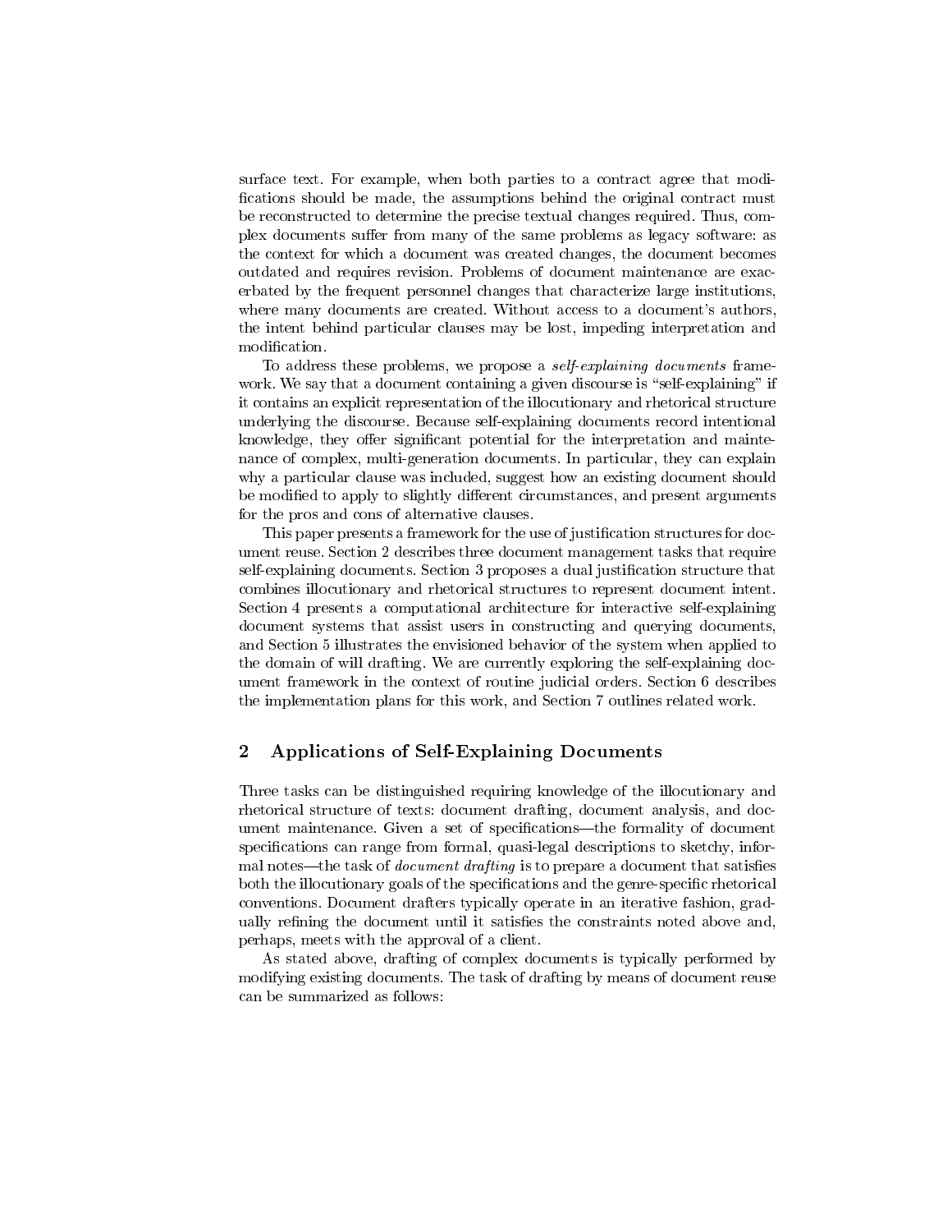surface text. For example, when both parties to a contract agree that modifications should be made, the assumptions behind the original contract must be reconstructed to determine the precise textual changes required. Thus, complex documents suffer from many of the same problems as legacy software: as the context for which a document was created changes, the document becomes outdated and requires revision. Problems of document maintenance are exacerbated by the frequent personnel changes that characterize large institutions, where many documents are created. Without access to a document's authors, the intent behind particular clauses may be lost, impeding interpretation and modification.

To address these problems, we propose a *self-explaining documents* framework. We say that a document containing a given discourse is "self-explaining" if it contains an explicit representation of the illocutionary and rhetorical structure underlying the discourse. Because self-explaining documents record intentional knowledge, they offer significant potential for the interpretation and maintenance of complex, multi-generation documents. In particular, they can explain why a particular clause was included, suggest how an existing document should be modified to apply to slightly different circumstances, and present arguments for the pros and cons of alternative clauses.

This paper presents a framework for the use of justification structures for document reuse. Section 2 describes three document management tasks that require self-explaining documents. Section 3 proposes a dual justification structure that combines illocutionary and rhetorical structures to represent document intent. Section 4 presents a computational architecture for interactive self-explaining document systems that assist users in constructing and querying documents, and Section 5 illustrates the envisioned behavior of the system when applied to the domain of will drafting. We are currently exploring the self-explaining document framework in the context of routine judicial orders. Section 6 describes the implementation plans for this work, and Section 7 outlines related work.

## 2 Applications of Self-Explaining Documents

Three tasks can be distinguished requiring knowledge of the illocutionary and rhetorical structure of texts: document drafting, document analysis, and document maintenance. Given a set of specifications—the formality of document specifications can range from formal, quasi-legal descriptions to sketchy, informal notes—the task of *document drafting* is to prepare a document that satisfies both the illocutionary goals of the specifications and the genre-specific rhetorical conventions. Document drafters typically operate in an iterative fashion, gradually refining the document until it satisfies the constraints noted above and, perhaps, meets with the approval of a client.

As stated above, drafting of complex documents is typically performed by modifying existing documents. The task of drafting by means of document reuse can be summarized as follows: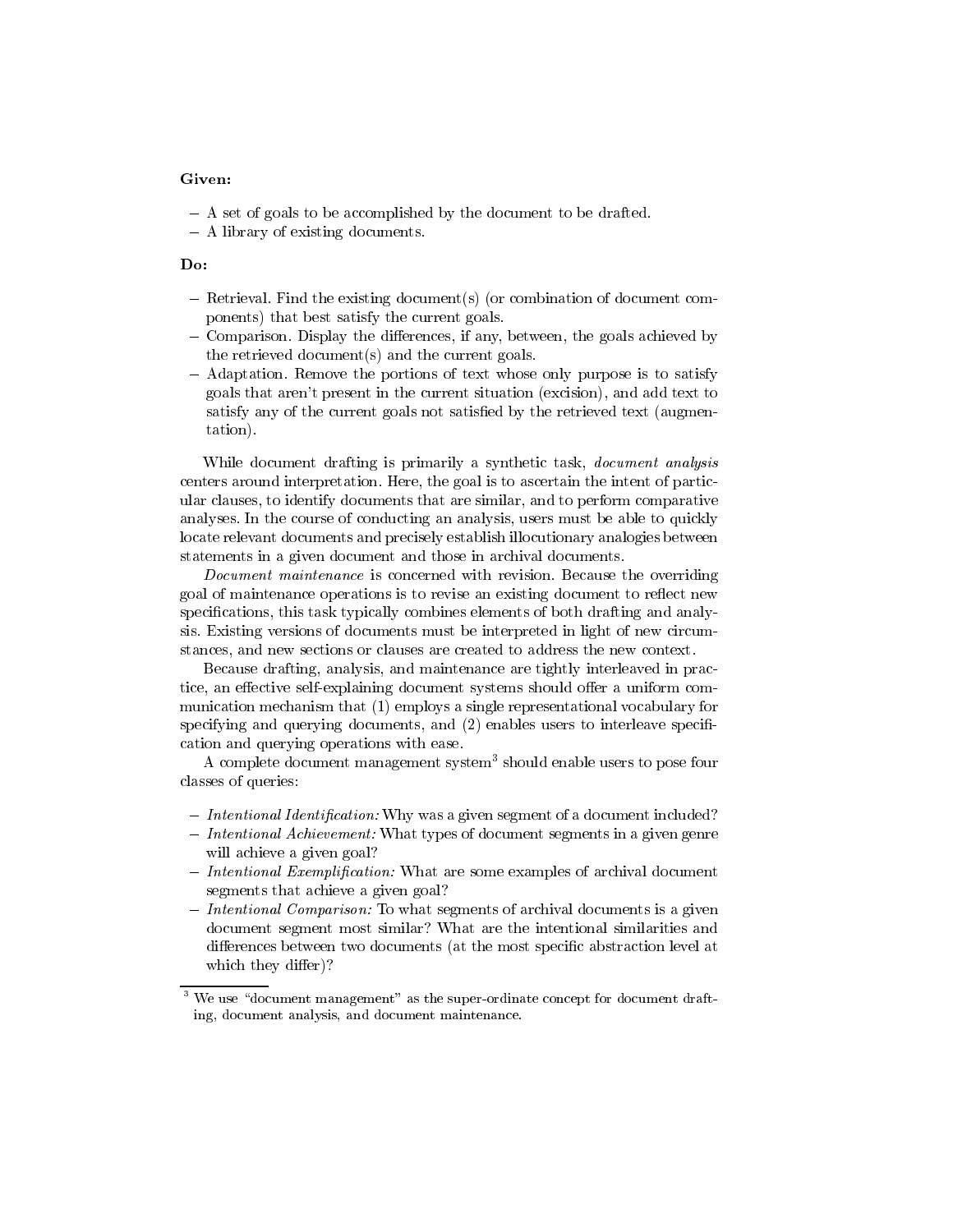**Given:**

- A set of goals to be accomplished by the document to be drafted.
- A library of existing documents.

**Do:**

- Retrieval. Find the existing document(s) (or combination of document components) that best satisfy the current goals.
- Comparison. Display the differences, if any, between, the goals achieved by the retrieved document(s) and the current goals.
- Adaptation. Remove the portions of text whose only purpose is to satisfy goals that aren't present in the current situation (excision), and add text to satisfy any of the current goals not satisfied by the retrieved text (augmentation).

While document drafting is primarily a synthetic task, *document analysis* centers around interpretation. Here, the goal is to ascertain the intent of particular clauses, to identify documents that are similar, and to perform comparative analyses. In the course of conducting an analysis, users must be able to quickly locate relevant documents and precisely establish illocutionary analogies between statements in a given document and those in archival documents.

*Document maintenance* is concerned with revision. Because the overriding goal of maintenance operations is to revise an existing document to reflect new specifications, this task typically combines elements of both drafting and analysis. Existing versions of documents must be interpreted in light of new circumstances, and new sections or clauses are created to address the new context.

Because drafting, analysis, and maintenance are tightly interleaved in practice, an effective self-explaining document systems should offer a uniform communication mechanism that (1) employs a single representational vocabulary for specifying and querying documents, and (2) enables users to interleave specification and querying operations with ease.

A complete document management system[3] should enable users to pose four classes of queries:

- *Intentional Identification:* Why was a given segment of a document included?
- *Intentional Achievement:* What types of document segments in a given genre will achieve a given goal?
- *Intentional Exemplification:* What are some examples of archival document segments that achieve a given goal?
- *Intentional Comparison:* To what segments of archival documents is a given document segment most similar? What are the intentional similarities and differences between two documents (at the most specific abstraction level at which they differ)?

[3] We use "document management" as the super-ordinate concept for document drafting, document analysis, and document maintenance.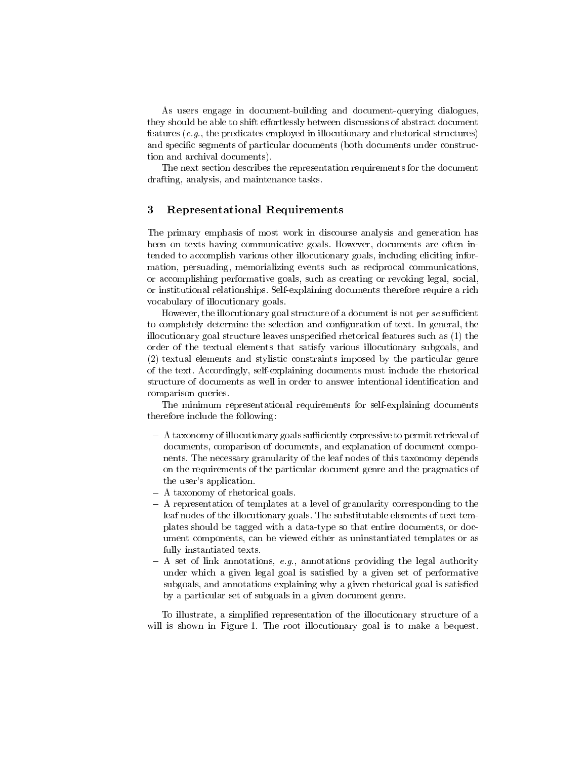As users engage in document-building and document-querying dialogues, they should be able to shift effortlessly between discussions of abstract document features (*e.g.*, the predicates employed in illocutionary and rhetorical structures) and specific segments of particular documents (both documents under construction and archival documents).

The next section describes the representation requirements for the document drafting, analysis, and maintenance tasks.

## 3 Representational Requirements

The primary emphasis of most work in discourse analysis and generation has been on texts having communicative goals. However, documents are often intended to accomplish various other illocutionary goals, including eliciting information, persuading, memorializing events such as reciprocal communications, or accomplishing performative goals, such as creating or revoking legal, social, or institutional relationships. Self-explaining documents therefore require a rich vocabulary of illocutionary goals.

However, the illocutionary goal structure of a document is not *per se* sufficient to completely determine the selection and configuration of text. In general, the illocutionary goal structure leaves unspecified rhetorical features such as (1) the order of the textual elements that satisfy various illocutionary subgoals, and (2) textual elements and stylistic constraints imposed by the particular genre of the text. Accordingly, self-explaining documents must include the rhetorical structure of documents as well in order to answer intentional identification and comparison queries.

The minimum representational requirements for self-explaining documents therefore include the following:

- A taxonomy of illocutionary goals sufficiently expressive to permit retrieval of documents, comparison of documents, and explanation of document components. The necessary granularity of the leaf nodes of this taxonomy depends on the requirements of the particular document genre and the pragmatics of the user's application.
- A taxonomy of rhetorical goals.
- A representation of templates at a level of granularity corresponding to the leaf nodes of the illocutionary goals. The substitutable elements of text templates should be tagged with a data-type so that entire documents, or document components, can be viewed either as uninstantiated templates or as fully instantiated texts.
- A set of link annotations, *e.g.*, annotations providing the legal authority under which a given legal goal is satisfied by a given set of performative subgoals, and annotations explaining why a given rhetorical goal is satisfied by a particular set of subgoals in a given document genre.

To illustrate, a simplified representation of the illocutionary structure of a will is shown in Figure 1. The root illocutionary goal is to make a bequest.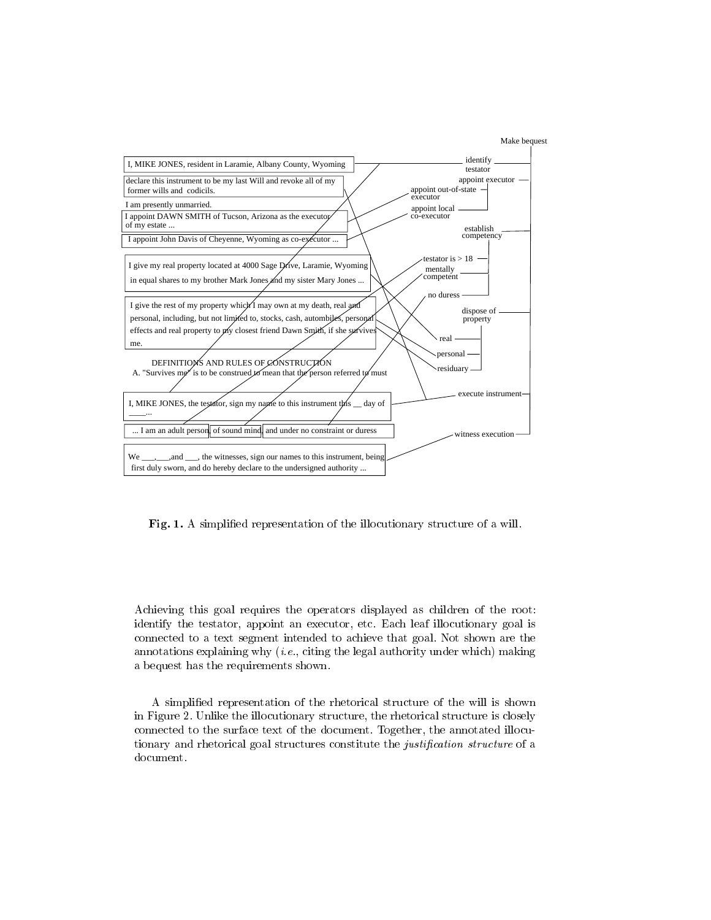Make bequest

- identify testator
- appoint executor
  - appoint out-of-state executor
  - appoint local co-executor
- establish competency
  - testator is > 18
  - mentally competent
  - no duress
- dispose of property
  - real
  - personal
  - residuary
- execute instrument
- witness execution

I, MIKE JONES, resident in Laramie, Albany County, Wyoming

declare this instrument to be my last Will and revoke all of my former wills and codicils.

I am presently unmarried.

I appoint DAWN SMITH of Tucson, Arizona as the executor of my estate ...

I appoint John Davis of Cheyenne, Wyoming as co-executor ...

I give my real property located at 4000 Sage Drive, Laramie, Wyoming in equal shares to my brother Mark Jones and my sister Mary Jones ...

I give the rest of my property which I may own at my death, real and personal, including, but not limited to, stocks, cash, autombiles, personal effects and real property to my closest friend Dawn Smith, if she survives me.

DEFINITIONS AND RULES OF CONSTRUCTION

A. "Survives me" is to be construed to mean that the person referred to must

I, MIKE JONES, the testator, sign my name to this instrument this __ day of ____...

... I am an adult person, of sound mind, and under no constraint or duress

We ___,___,and ___, the witnesses, sign our names to this instrument, being first duly sworn, and do hereby declare to the undersigned authority ...

**Fig. 1.** A simplified representation of the illocutionary structure of a will.

Achieving this goal requires the operators displayed as children of the root: identify the testator, appoint an executor, etc. Each leaf illocutionary goal is connected to a text segment intended to achieve that goal. Not shown are the annotations explaining why (*i.e.*, citing the legal authority under which) making a bequest has the requirements shown.

A simplified representation of the rhetorical structure of the will is shown in Figure 2. Unlike the illocutionary structure, the rhetorical structure is closely connected to the surface text of the document. Together, the annotated illocutionary and rhetorical goal structures constitute the *justification structure* of a document.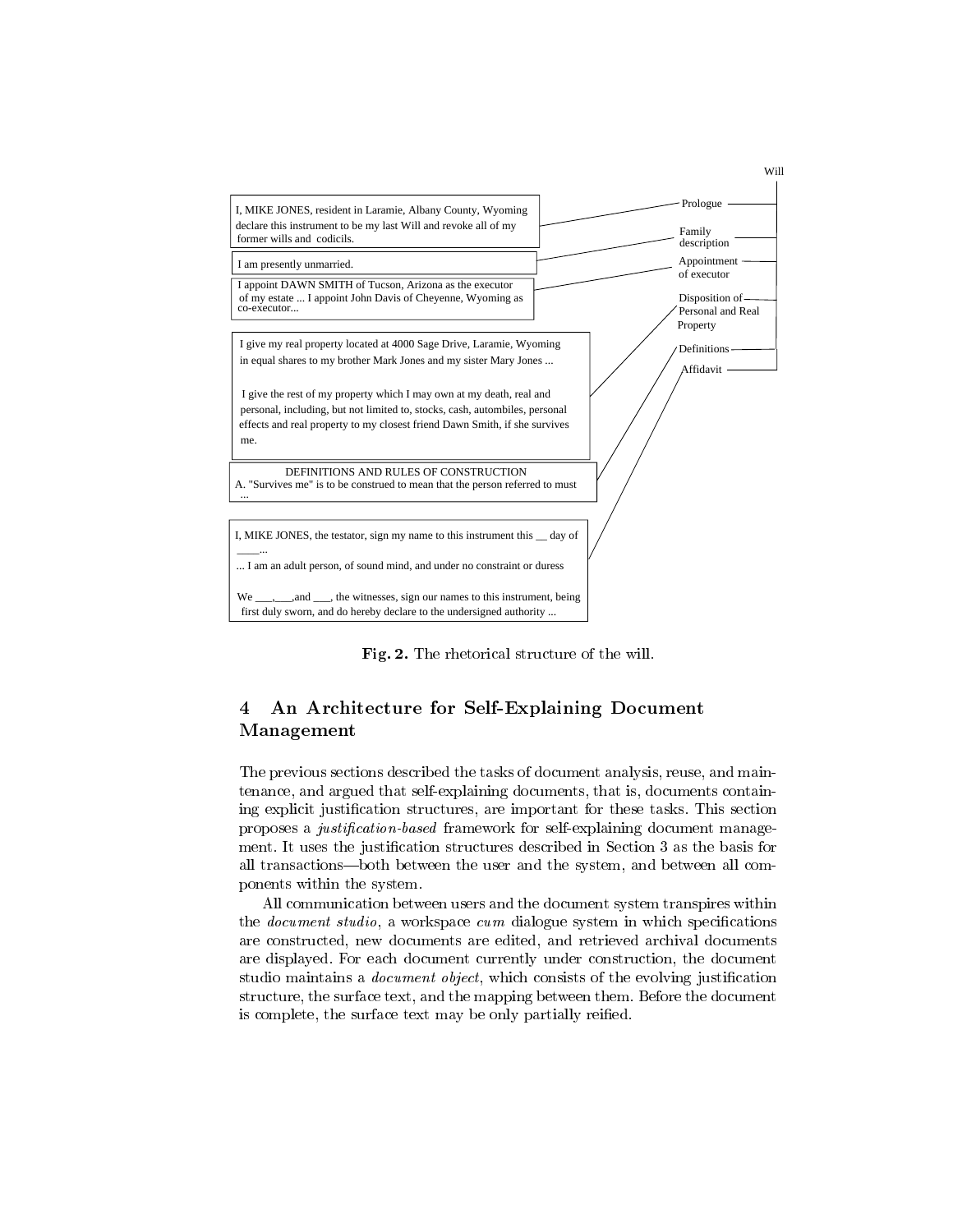Will

| Text | Rhetorical element |
| --- | --- |
| I, MIKE JONES, resident in Laramie, Albany County, Wyoming declare this instrument to be my last Will and revoke all of my former wills and codicils. | Prologue |
| I am presently unmarried. | Family description |
| I appoint DAWN SMITH of Tucson, Arizona as the executor of my estate ... I appoint John Davis of Cheyenne, Wyoming as co-executor... | Appointment of executor |
| I give my real property located at 4000 Sage Drive, Laramie, Wyoming in equal shares to my brother Mark Jones and my sister Mary Jones ... I give the rest of my property which I may own at my death, real and personal, including, but not limited to, stocks, cash, autombiles, personal effects and real property to my closest friend Dawn Smith, if she survives me. | Disposition of Personal and Real Property |
| DEFINITIONS AND RULES OF CONSTRUCTION A. "Survives me" is to be construed to mean that the person referred to must ... | Definitions |
| I, MIKE JONES, the testator, sign my name to this instrument this __ day of ____... ... I am an adult person, of sound mind, and under no constraint or duress We ___,___,and ___, the witnesses, sign our names to this instrument, being first duly sworn, and do hereby declare to the undersigned authority ... | Affidavit |

**Fig. 2.** The rhetorical structure of the will.

## 4 An Architecture for Self-Explaining Document Management

The previous sections described the tasks of document analysis, reuse, and maintenance, and argued that self-explaining documents, that is, documents containing explicit justification structures, are important for these tasks. This section proposes a *justification-based* framework for self-explaining document management. It uses the justification structures described in Section 3 as the basis for all transactions—both between the user and the system, and between all components within the system.

All communication between users and the document system transpires within the *document studio*, a workspace *cum* dialogue system in which specifications are constructed, new documents are edited, and retrieved archival documents are displayed. For each document currently under construction, the document studio maintains a *document object*, which consists of the evolving justification structure, the surface text, and the mapping between them. Before the document is complete, the surface text may be only partially reified.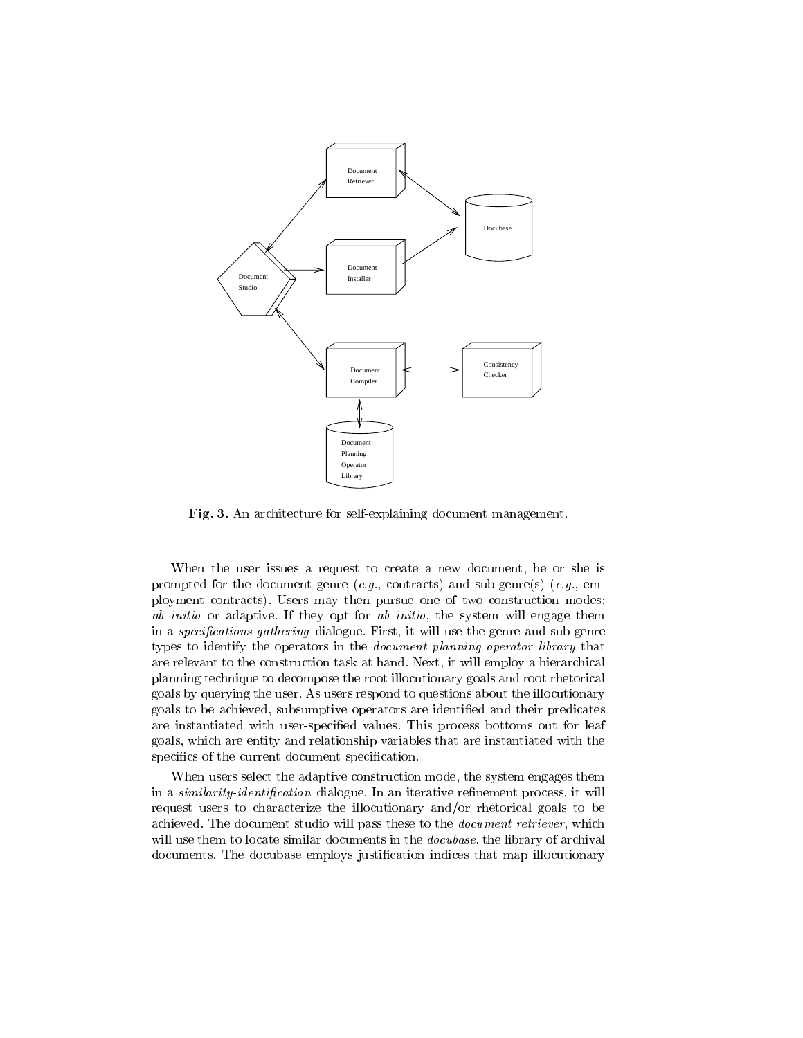**Fig. 3.** An architecture for self-explaining document management.

When the user issues a request to create a new document, he or she is prompted for the document genre (*e.g.*, contracts) and sub-genre(s) (*e.g.*, employment contracts). Users may then pursue one of two construction modes: *ab initio* or adaptive. If they opt for *ab initio*, the system will engage them in a *specifications-gathering* dialogue. First, it will use the genre and sub-genre types to identify the operators in the *document planning operator library* that are relevant to the construction task at hand. Next, it will employ a hierarchical planning technique to decompose the root illocutionary goals and root rhetorical goals by querying the user. As users respond to questions about the illocutionary goals to be achieved, subsumptive operators are identified and their predicates are instantiated with user-specified values. This process bottoms out for leaf goals, which are entity and relationship variables that are instantiated with the specifics of the current document specification.

When users select the adaptive construction mode, the system engages them in a *similarity-identification* dialogue. In an iterative refinement process, it will request users to characterize the illocutionary and/or rhetorical goals to be achieved. The document studio will pass these to the *document retriever*, which will use them to locate similar documents in the *docubase*, the library of archival documents. The docubase employs justification indices that map illocutionary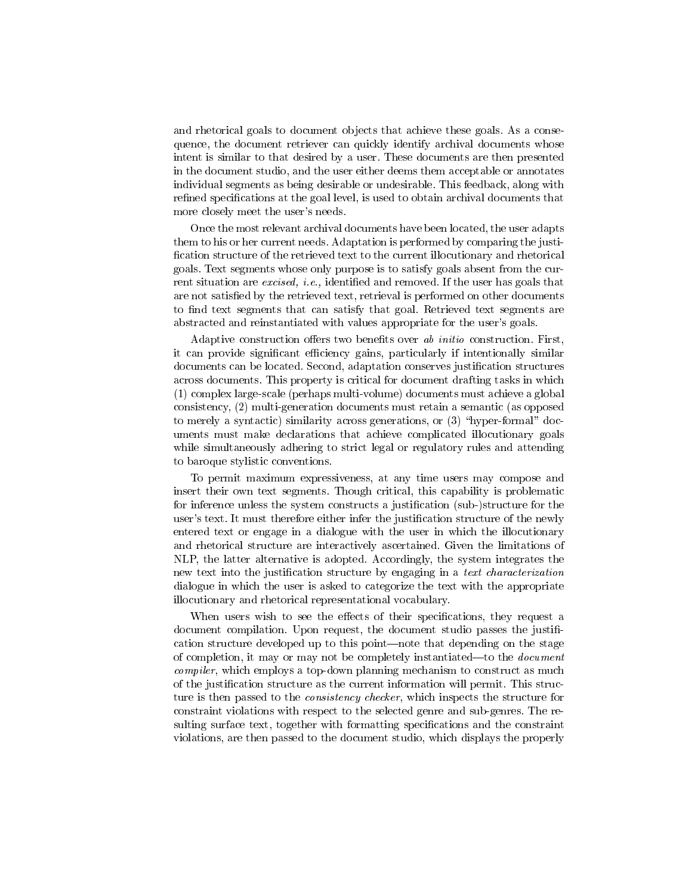and rhetorical goals to document objects that achieve these goals. As a consequence, the document retriever can quickly identify archival documents whose intent is similar to that desired by a user. These documents are then presented in the document studio, and the user either deems them acceptable or annotates individual segments as being desirable or undesirable. This feedback, along with refined specifications at the goal level, is used to obtain archival documents that more closely meet the user's needs.

Once the most relevant archival documents have been located, the user adapts them to his or her current needs. Adaptation is performed by comparing the justification structure of the retrieved text to the current illocutionary and rhetorical goals. Text segments whose only purpose is to satisfy goals absent from the current situation are *excised, i.e.,* identified and removed. If the user has goals that are not satisfied by the retrieved text, retrieval is performed on other documents to find text segments that can satisfy that goal. Retrieved text segments are abstracted and reinstantiated with values appropriate for the user's goals.

Adaptive construction offers two benefits over *ab initio* construction. First, it can provide significant efficiency gains, particularly if intentionally similar documents can be located. Second, adaptation conserves justification structures across documents. This property is critical for document drafting tasks in which (1) complex large-scale (perhaps multi-volume) documents must achieve a global consistency, (2) multi-generation documents must retain a semantic (as opposed to merely a syntactic) similarity across generations, or (3) "hyper-formal" documents must make declarations that achieve complicated illocutionary goals while simultaneously adhering to strict legal or regulatory rules and attending to baroque stylistic conventions.

To permit maximum expressiveness, at any time users may compose and insert their own text segments. Though critical, this capability is problematic for inference unless the system constructs a justification (sub-)structure for the user's text. It must therefore either infer the justification structure of the newly entered text or engage in a dialogue with the user in which the illocutionary and rhetorical structure are interactively ascertained. Given the limitations of NLP, the latter alternative is adopted. Accordingly, the system integrates the new text into the justification structure by engaging in a *text characterization* dialogue in which the user is asked to categorize the text with the appropriate illocutionary and rhetorical representational vocabulary.

When users wish to see the effects of their specifications, they request a document compilation. Upon request, the document studio passes the justification structure developed up to this point—note that depending on the stage of completion, it may or may not be completely instantiated—to the *document compiler*, which employs a top-down planning mechanism to construct as much of the justification structure as the current information will permit. This structure is then passed to the *consistency checker*, which inspects the structure for constraint violations with respect to the selected genre and sub-genres. The resulting surface text, together with formatting specifications and the constraint violations, are then passed to the document studio, which displays the properly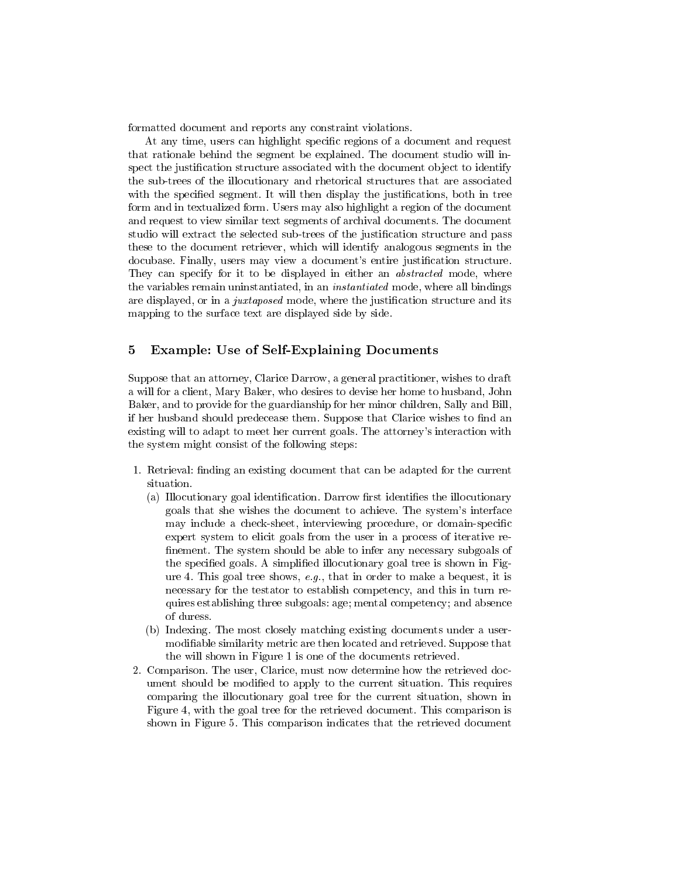formatted document and reports any constraint violations.

At any time, users can highlight specific regions of a document and request that rationale behind the segment be explained. The document studio will inspect the justification structure associated with the document object to identify the sub-trees of the illocutionary and rhetorical structures that are associated with the specified segment. It will then display the justifications, both in tree form and in textualized form. Users may also highlight a region of the document and request to view similar text segments of archival documents. The document studio will extract the selected sub-trees of the justification structure and pass these to the document retriever, which will identify analogous segments in the docubase. Finally, users may view a document's entire justification structure. They can specify for it to be displayed in either an *abstracted* mode, where the variables remain uninstantiated, in an *instantiated* mode, where all bindings are displayed, or in a *juxtaposed* mode, where the justification structure and its mapping to the surface text are displayed side by side.

## 5 Example: Use of Self-Explaining Documents

Suppose that an attorney, Clarice Darrow, a general practitioner, wishes to draft a will for a client, Mary Baker, who desires to devise her home to husband, John Baker, and to provide for the guardianship for her minor children, Sally and Bill, if her husband should predecease them. Suppose that Clarice wishes to find an existing will to adapt to meet her current goals. The attorney's interaction with the system might consist of the following steps:

1. Retrieval: finding an existing document that can be adapted for the current situation.
   (a) Illocutionary goal identification. Darrow first identifies the illocutionary goals that she wishes the document to achieve. The system's interface may include a check-sheet, interviewing procedure, or domain-specific expert system to elicit goals from the user in a process of iterative refinement. The system should be able to infer any necessary subgoals of the specified goals. A simplified illocutionary goal tree is shown in Figure 4. This goal tree shows, *e.g.*, that in order to make a bequest, it is necessary for the testator to establish competency, and this in turn requires establishing three subgoals: age; mental competency; and absence of duress.
   (b) Indexing. The most closely matching existing documents under a user-modifiable similarity metric are then located and retrieved. Suppose that the will shown in Figure 1 is one of the documents retrieved.
2. Comparison. The user, Clarice, must now determine how the retrieved document should be modified to apply to the current situation. This requires comparing the illocutionary goal tree for the current situation, shown in Figure 4, with the goal tree for the retrieved document. This comparison is shown in Figure 5. This comparison indicates that the retrieved document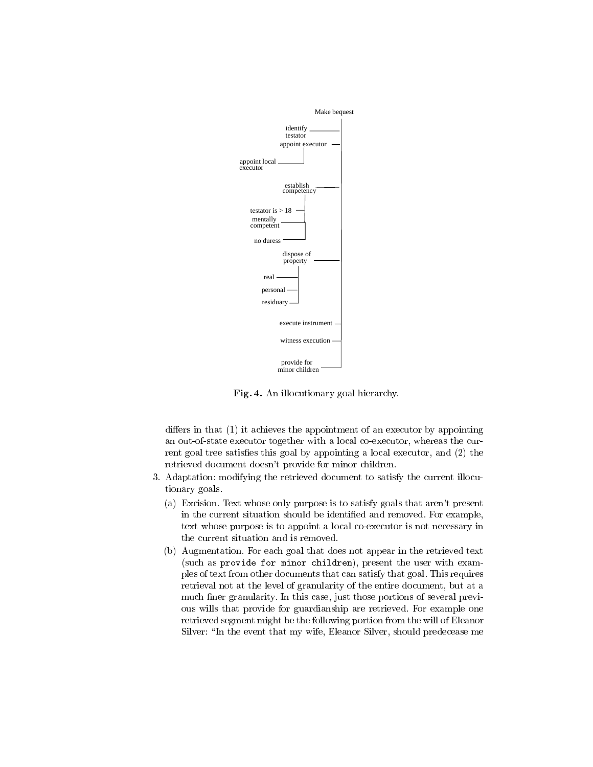- Make bequest
  - identify testator
  - appoint executor
    - appoint local executor
  - establish competency
    - testator is > 18
    - mentally competent
    - no duress
  - dispose of property
    - real
    - personal
    - residuary
  - execute instrument
  - witness execution
  - provide for minor children

**Fig. 4.** An illocutionary goal hierarchy.

differs in that (1) it achieves the appointment of an executor by appointing an out-of-state executor together with a local co-executor, whereas the current goal tree satisfies this goal by appointing a local executor, and (2) the retrieved document doesn't provide for minor children.

3. Adaptation: modifying the retrieved document to satisfy the current illocutionary goals.
   (a) Excision. Text whose only purpose is to satisfy goals that aren't present in the current situation should be identified and removed. For example, text whose purpose is to appoint a local co-executor is not necessary in the current situation and is removed.
   (b) Augmentation. For each goal that does not appear in the retrieved text (such as `provide for minor children`), present the user with examples of text from other documents that can satisfy that goal. This requires retrieval not at the level of granularity of the entire document, but at a much finer granularity. In this case, just those portions of several previous wills that provide for guardianship are retrieved. For example one retrieved segment might be the following portion from the will of Eleanor Silver: "In the event that my wife, Eleanor Silver, should predecease me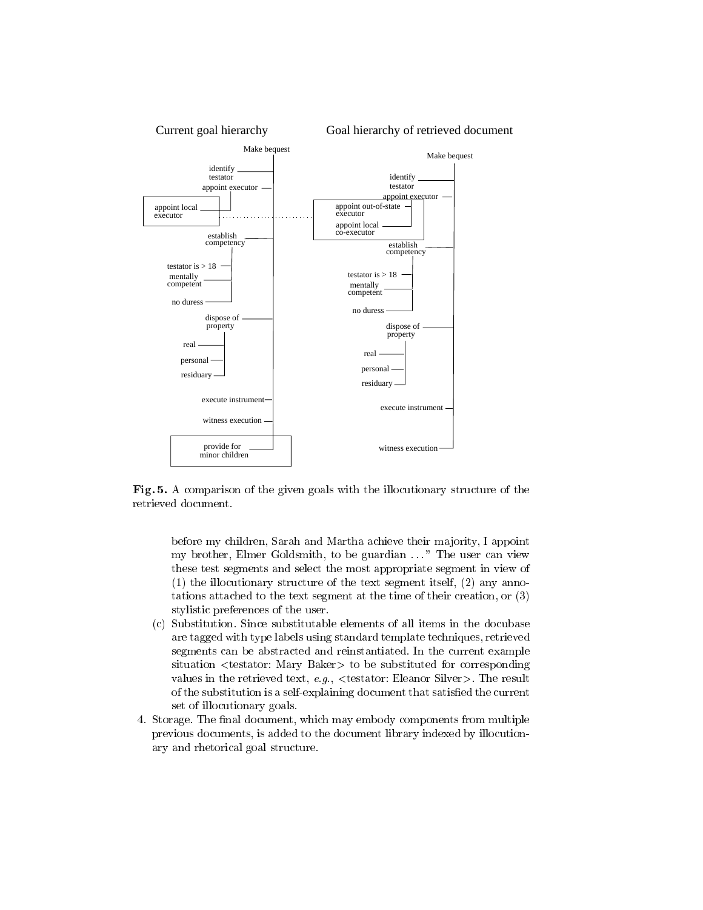Current goal hierarchy

- Make bequest
  - identify testator
  - appoint executor
    - appoint local executor
  - establish competency
    - testator is > 18
    - mentally competent
    - no duress
  - dispose of property
    - real
    - personal
    - residuary
  - execute instrument
  - witness execution
  - provide for minor children

Goal hierarchy of retrieved document

- Make bequest
  - identify testator
  - appoint executor
    - appoint out-of-state executor
    - appoint local co-executor
  - establish competency
    - testator is > 18
    - mentally competent
    - no duress
  - dispose of property
    - real
    - personal
    - residuary
  - execute instrument
  - witness execution

**Fig. 5.** A comparison of the given goals with the illocutionary structure of the retrieved document.

before my children, Sarah and Martha achieve their majority, I appoint my brother, Elmer Goldsmith, to be guardian ..." The user can view these test segments and select the most appropriate segment in view of (1) the illocutionary structure of the text segment itself, (2) any annotations attached to the text segment at the time of their creation, or (3) stylistic preferences of the user.

(c) Substitution. Since substitutable elements of all items in the docubase are tagged with type labels using standard template techniques, retrieved segments can be abstracted and reinstantiated. In the current example situation <testator: Mary Baker> to be substituted for corresponding values in the retrieved text, *e.g.*, <testator: Eleanor Silver>. The result of the substitution is a self-explaining document that satisfied the current set of illocutionary goals.

4. Storage. The final document, which may embody components from multiple previous documents, is added to the document library indexed by illocutionary and rhetorical goal structure.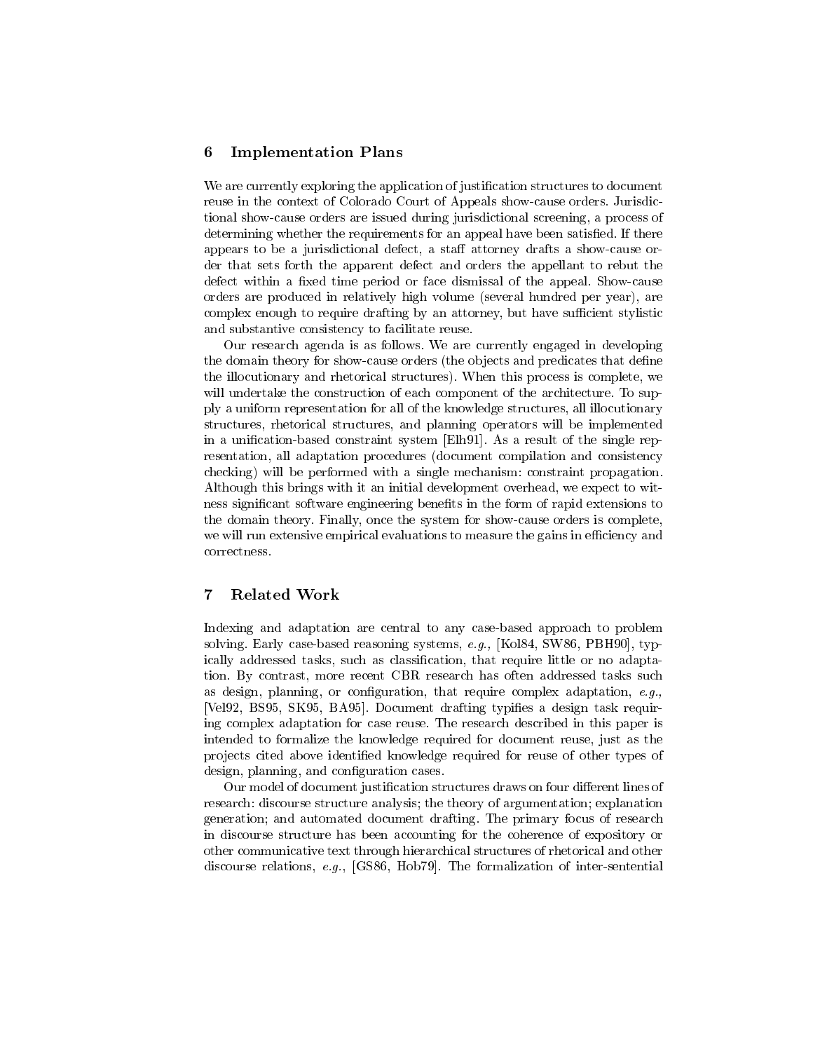## 6 Implementation Plans

We are currently exploring the application of justification structures to document reuse in the context of Colorado Court of Appeals show-cause orders. Jurisdictional show-cause orders are issued during jurisdictional screening, a process of determining whether the requirements for an appeal have been satisfied. If there appears to be a jurisdictional defect, a staff attorney drafts a show-cause order that sets forth the apparent defect and orders the appellant to rebut the defect within a fixed time period or face dismissal of the appeal. Show-cause orders are produced in relatively high volume (several hundred per year), are complex enough to require drafting by an attorney, but have sufficient stylistic and substantive consistency to facilitate reuse.

Our research agenda is as follows. We are currently engaged in developing the domain theory for show-cause orders (the objects and predicates that define the illocutionary and rhetorical structures). When this process is complete, we will undertake the construction of each component of the architecture. To supply a uniform representation for all of the knowledge structures, all illocutionary structures, rhetorical structures, and planning operators will be implemented in a unification-based constraint system [Elh91]. As a result of the single representation, all adaptation procedures (document compilation and consistency checking) will be performed with a single mechanism: constraint propagation. Although this brings with it an initial development overhead, we expect to witness significant software engineering benefits in the form of rapid extensions to the domain theory. Finally, once the system for show-cause orders is complete, we will run extensive empirical evaluations to measure the gains in efficiency and correctness.

## 7 Related Work

Indexing and adaptation are central to any case-based approach to problem solving. Early case-based reasoning systems, *e.g.,* [Kol84, SW86, PBH90], typically addressed tasks, such as classification, that require little or no adaptation. By contrast, more recent CBR research has often addressed tasks such as design, planning, or configuration, that require complex adaptation, *e.g.,* [Vel92, BS95, SK95, BA95]. Document drafting typifies a design task requiring complex adaptation for case reuse. The research described in this paper is intended to formalize the knowledge required for document reuse, just as the projects cited above identified knowledge required for reuse of other types of design, planning, and configuration cases.

Our model of document justification structures draws on four different lines of research: discourse structure analysis; the theory of argumentation; explanation generation; and automated document drafting. The primary focus of research in discourse structure has been accounting for the coherence of expository or other communicative text through hierarchical structures of rhetorical and other discourse relations, *e.g.,* [GS86, Hob79]. The formalization of inter-sentential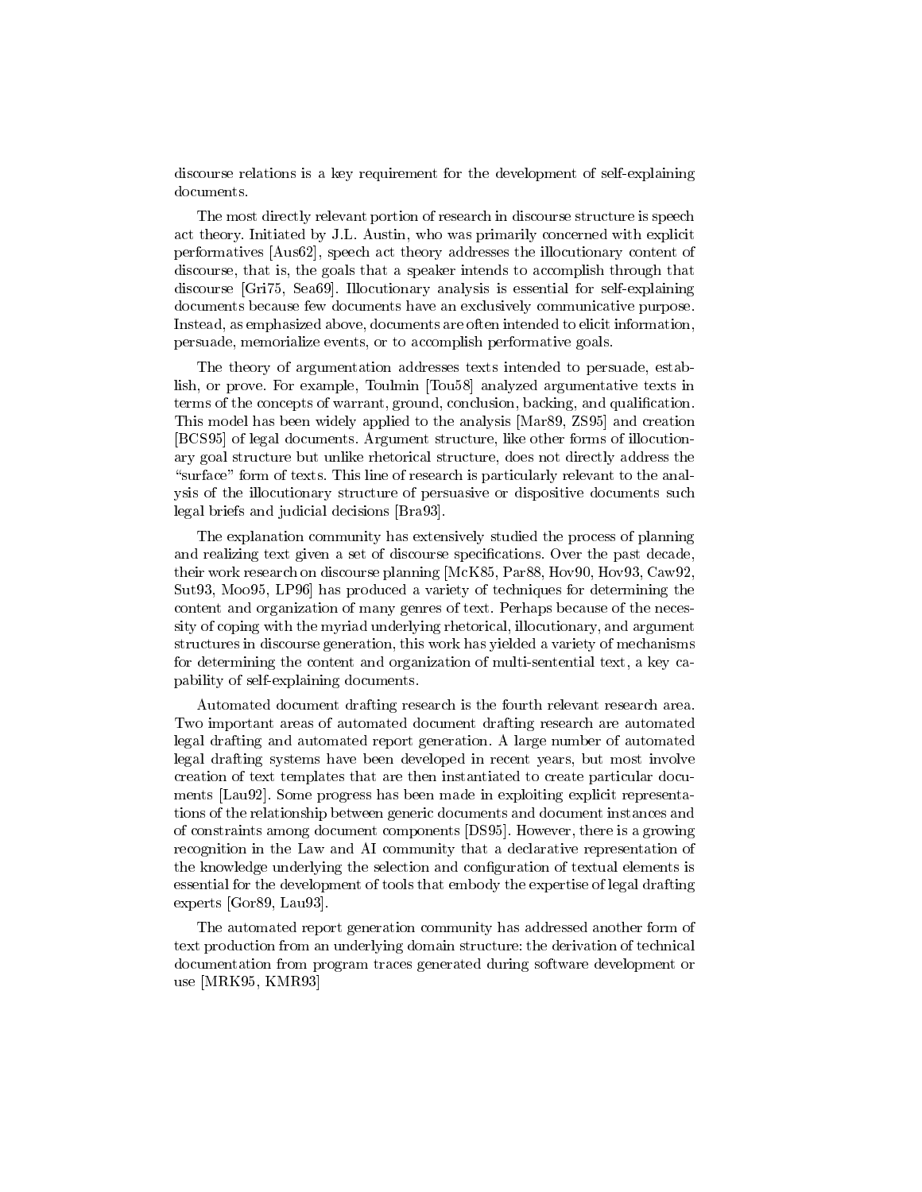discourse relations is a key requirement for the development of self-explaining documents.

The most directly relevant portion of research in discourse structure is speech act theory. Initiated by J.L. Austin, who was primarily concerned with explicit performatives [Aus62], speech act theory addresses the illocutionary content of discourse, that is, the goals that a speaker intends to accomplish through that discourse [Gri75, Sea69]. Illocutionary analysis is essential for self-explaining documents because few documents have an exclusively communicative purpose. Instead, as emphasized above, documents are often intended to elicit information, persuade, memorialize events, or to accomplish performative goals.

The theory of argumentation addresses texts intended to persuade, establish, or prove. For example, Toulmin [Tou58] analyzed argumentative texts in terms of the concepts of warrant, ground, conclusion, backing, and qualification. This model has been widely applied to the analysis [Mar89, ZS95] and creation [BCS95] of legal documents. Argument structure, like other forms of illocutionary goal structure but unlike rhetorical structure, does not directly address the "surface" form of texts. This line of research is particularly relevant to the analysis of the illocutionary structure of persuasive or dispositive documents such legal briefs and judicial decisions [Bra93].

The explanation community has extensively studied the process of planning and realizing text given a set of discourse specifications. Over the past decade, their work research on discourse planning [McK85, Par88, Hov90, Hov93, Caw92, Sut93, Moo95, LP96] has produced a variety of techniques for determining the content and organization of many genres of text. Perhaps because of the necessity of coping with the myriad underlying rhetorical, illocutionary, and argument structures in discourse generation, this work has yielded a variety of mechanisms for determining the content and organization of multi-sentential text, a key capability of self-explaining documents.

Automated document drafting research is the fourth relevant research area. Two important areas of automated document drafting research are automated legal drafting and automated report generation. A large number of automated legal drafting systems have been developed in recent years, but most involve creation of text templates that are then instantiated to create particular documents [Lau92]. Some progress has been made in exploiting explicit representations of the relationship between generic documents and document instances and of constraints among document components [DS95]. However, there is a growing recognition in the Law and AI community that a declarative representation of the knowledge underlying the selection and configuration of textual elements is essential for the development of tools that embody the expertise of legal drafting experts [Gor89, Lau93].

The automated report generation community has addressed another form of text production from an underlying domain structure: the derivation of technical documentation from program traces generated during software development or use [MRK95, KMR93]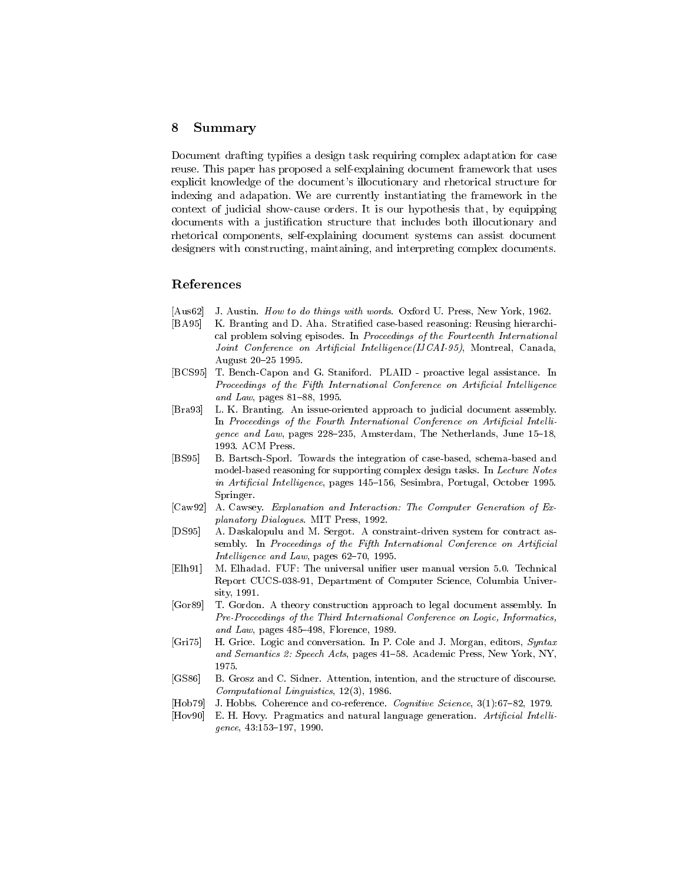## 8 Summary

Document drafting typifies a design task requiring complex adaptation for case reuse. This paper has proposed a self-explaining document framework that uses explicit knowledge of the document's illocutionary and rhetorical structure for indexing and adapation. We are currently instantiating the framework in the context of judicial show-cause orders. It is our hypothesis that, by equipping documents with a justification structure that includes both illocutionary and rhetorical components, self-explaining document systems can assist document designers with constructing, maintaining, and interpreting complex documents.

## References

[Aus62] J. Austin. *How to do things with words*. Oxford U. Press, New York, 1962.

[BA95] K. Branting and D. Aha. Stratified case-based reasoning: Reusing hierarchical problem solving episodes. In *Proceedings of the Fourteenth International Joint Conference on Artificial Intelligence(IJCAI-95)*, Montreal, Canada, August 20–25 1995.

[BCS95] T. Bench-Capon and G. Staniford. PLAID - proactive legal assistance. In *Proceedings of the Fifth International Conference on Artificial Intelligence and Law*, pages 81–88, 1995.

[Bra93] L. K. Branting. An issue-oriented approach to judicial document assembly. In *Proceedings of the Fourth International Conference on Artificial Intelligence and Law*, pages 228–235, Amsterdam, The Netherlands, June 15–18, 1993. ACM Press.

[BS95] B. Bartsch-Sporl. Towards the integration of case-based, schema-based and model-based reasoning for supporting complex design tasks. In *Lecture Notes in Artificial Intelligence*, pages 145–156, Sesimbra, Portugal, October 1995. Springer.

[Caw92] A. Cawsey. *Explanation and Interaction: The Computer Generation of Explanatory Dialogues*. MIT Press, 1992.

[DS95] A. Daskalopulu and M. Sergot. A constraint-driven system for contract assembly. In *Proceedings of the Fifth International Conference on Artificial Intelligence and Law*, pages 62–70, 1995.

[Elh91] M. Elhadad. FUF: The universal unifier user manual version 5.0. Technical Report CUCS-038-91, Department of Computer Science, Columbia University, 1991.

[Gor89] T. Gordon. A theory construction approach to legal document assembly. In *Pre-Proceedings of the Third International Conference on Logic, Informatics, and Law*, pages 485–498, Florence, 1989.

[Gri75] H. Grice. Logic and conversation. In P. Cole and J. Morgan, editors, *Syntax and Semantics 2: Speech Acts*, pages 41–58. Academic Press, New York, NY, 1975.

[GS86] B. Grosz and C. Sidner. Attention, intention, and the structure of discourse. *Computational Linguistics*, 12(3), 1986.

[Hob79] J. Hobbs. Coherence and co-reference. *Cognitive Science*, 3(1):67–82, 1979.

[Hov90] E. H. Hovy. Pragmatics and natural language generation. *Artificial Intelligence*, 43:153–197, 1990.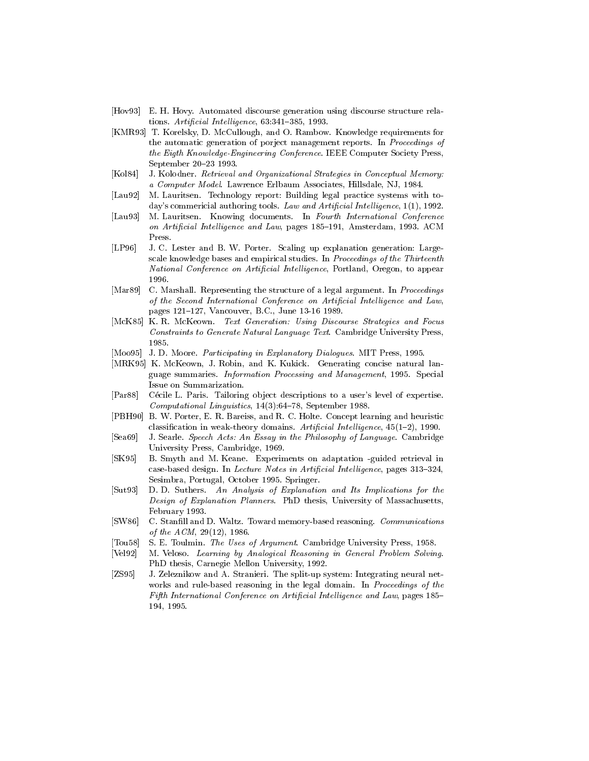[Hov93] E. H. Hovy. Automated discourse generation using discourse structure relations. *Artificial Intelligence*, 63:341–385, 1993.

[KMR93] T. Korelsky, D. McCullough, and O. Rambow. Knowledge requirements for the automatic generation of porject management reports. In *Proceedings of the Eigth Knowledge-Engineering Conference*. IEEE Computer Society Press, September 20–23 1993.

[Kol84] J. Kolodner. *Retrieval and Organizational Strategies in Conceptual Memory: a Computer Model*. Lawrence Erlbaum Associates, Hillsdale, NJ, 1984.

[Lau92] M. Lauritsen. Technology report: Building legal practice systems with today's commericial authoring tools. *Law and Artificial Intelligence*, 1(1), 1992.

[Lau93] M. Lauritsen. Knowing documents. In *Fourth International Conference on Artificial Intelligence and Law*, pages 185–191, Amsterdam, 1993. ACM Press.

[LP96] J. C. Lester and B. W. Porter. Scaling up explanation generation: Large-scale knowledge bases and empirical studies. In *Proceedings of the Thirteenth National Conference on Artificial Intelligence*, Portland, Oregon, to appear 1996.

[Mar89] C. Marshall. Representing the structure of a legal argument. In *Proceedings of the Second International Conference on Artificial Intelligence and Law*, pages 121–127, Vancouver, B.C., June 13-16 1989.

[McK85] K. R. McKeown. *Text Generation: Using Discourse Strategies and Focus Constraints to Generate Natural Language Text*. Cambridge University Press, 1985.

[Moo95] J. D. Moore. *Participating in Explanatory Dialogues*. MIT Press, 1995.

[MRK95] K. McKeown, J. Robin, and K. Kukick. Generating concise natural language summaries. *Information Processing and Management*, 1995. Special Issue on Summarization.

[Par88] Cécile L. Paris. Tailoring object descriptions to a user's level of expertise. *Computational Linguistics*, 14(3):64–78, September 1988.

[PBH90] B. W. Porter, E. R. Bareiss, and R. C. Holte. Concept learning and heuristic classification in weak-theory domains. *Artificial Intelligence*, 45(1–2), 1990.

[Sea69] J. Searle. *Speech Acts: An Essay in the Philosophy of Language*. Cambridge University Press, Cambridge, 1969.

[SK95] B. Smyth and M. Keane. Experiments on adaptation -guided retrieval in case-based design. In *Lecture Notes in Artificial Intelligence*, pages 313–324, Sesimbra, Portugal, October 1995. Springer.

[Sut93] D. D. Suthers. *An Analysis of Explanation and Its Implications for the Design of Explanation Planners*. PhD thesis, University of Massachusetts, February 1993.

[SW86] C. Stanfill and D. Waltz. Toward memory-based reasoning. *Communications of the ACM*, 29(12), 1986.

[Tou58] S. E. Toulmin. *The Uses of Argument*. Cambridge University Press, 1958.

[Vel92] M. Veloso. *Learning by Analogical Reasoning in General Problem Solving*. PhD thesis, Carnegie Mellon University, 1992.

[ZS95] J. Zeleznikow and A. Stranieri. The split-up system: Integrating neural networks and rule-based reasoning in the legal domain. In *Proceedings of the Fifth International Conference on Artificial Intelligence and Law*, pages 185–194, 1995.